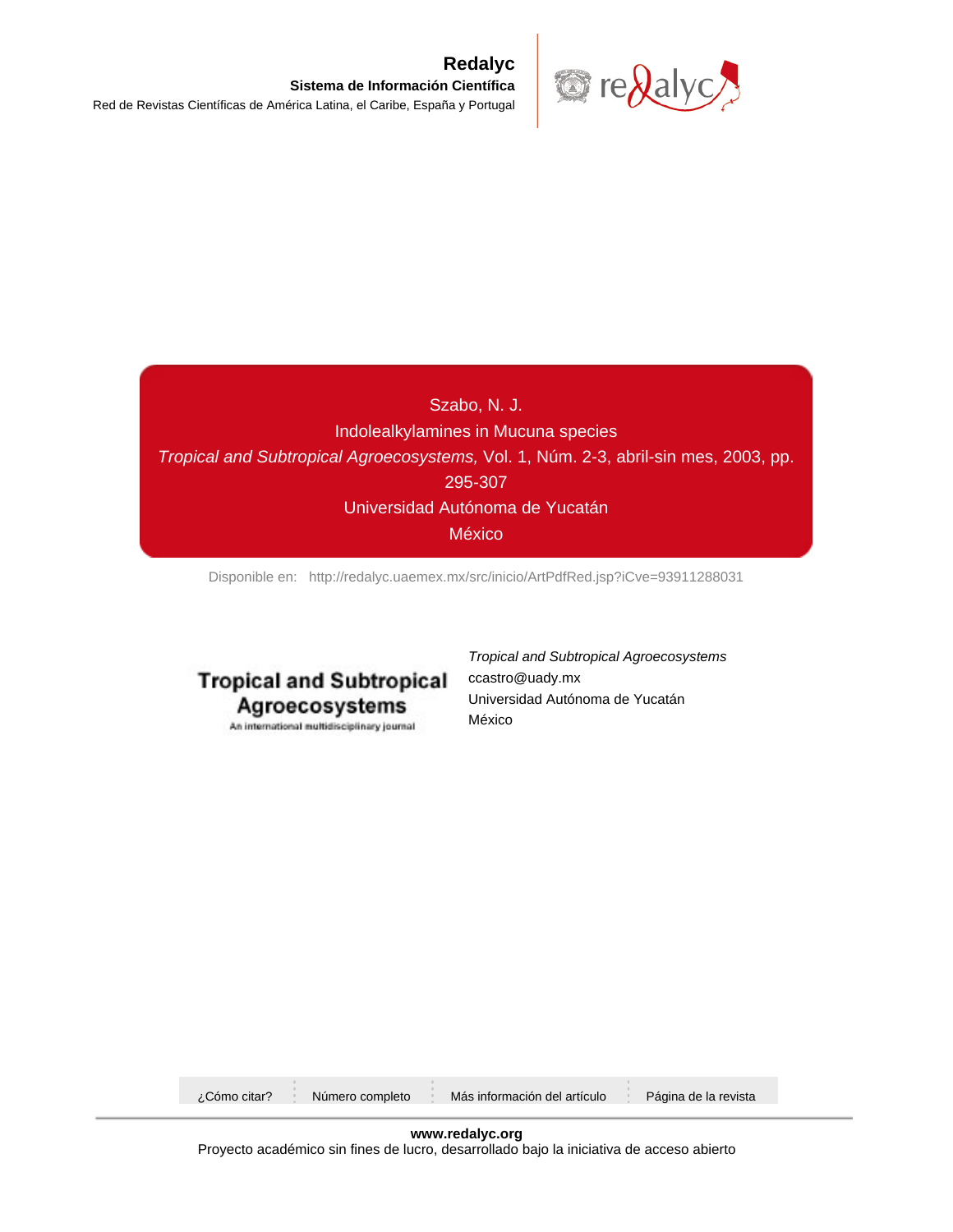**Redalyc**

**Sistema de Información Científica**

Red de Revistas Científicas de América Latina, el Caribe, España y Portugal

Szabo, N. J.

Indolealkylamines in Mucuna species

*Tropical and Subtropical Agroecosystems,* Vol. 1, Núm. 2-3, abril-sin mes, 2003, pp. 295-307

Universidad Autónoma de Yucatán

México

Disponible en: http://redalyc.uaemex.mx/src/inicio/ArtPdfRed.jsp?iCve=93911288031

**Tropical and Subtropical Agroecosystems**

An international multidisciplinary journal

*Tropical and Subtropical Agroecosystems*

ccastro@uady.mx

Universidad Autónoma de Yucatán

México

¿Cómo citar? | Número completo | Más información del artículo | Página de la revista

**www.redalyc.org**

Proyecto académico sin fines de lucro, desarrollado bajo la iniciativa de acceso abierto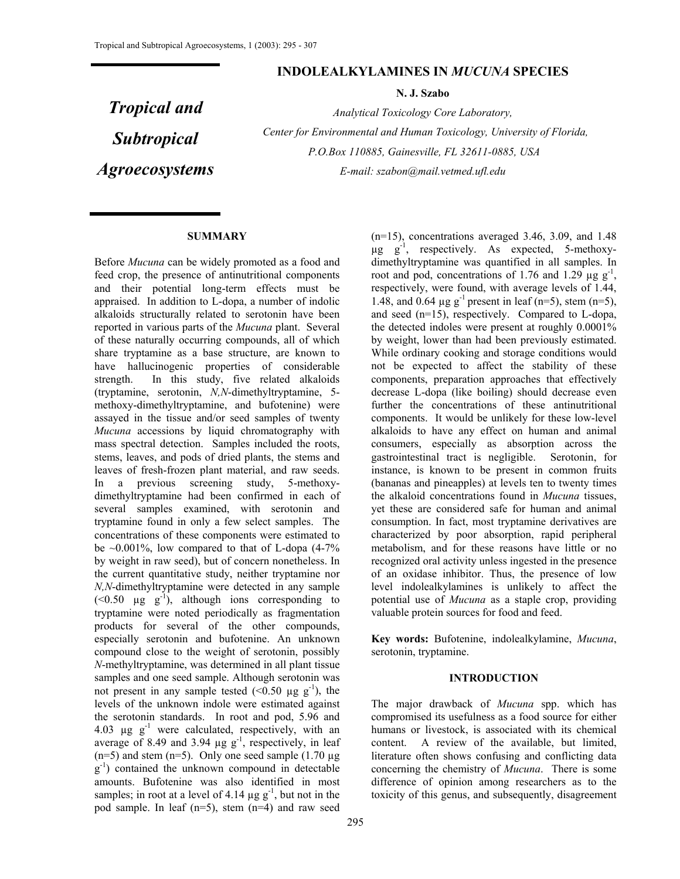# INDOLEALKYLAMINES IN *MUCUNA* SPECIES

**N. J. Szabo**

*Analytical Toxicology Core Laboratory,*
*Center for Environmental and Human Toxicology, University of Florida,*
*P.O.Box 110885, Gainesville, FL 32611-0885, USA*
*E-mail: szabon@mail.vetmed.ufl.edu*

## SUMMARY

Before *Mucuna* can be widely promoted as a food and feed crop, the presence of antinutritional components and their potential long-term effects must be appraised. In addition to L-dopa, a number of indolic alkaloids structurally related to serotonin have been reported in various parts of the *Mucuna* plant. Several of these naturally occurring compounds, all of which share tryptamine as a base structure, are known to have hallucinogenic properties of considerable strength. In this study, five related alkaloids (tryptamine, serotonin, *N,N*-dimethyltryptamine, 5-methoxy-dimethyltryptamine, and bufotenine) were assayed in the tissue and/or seed samples of twenty *Mucuna* accessions by liquid chromatography with mass spectral detection. Samples included the roots, stems, leaves, and pods of dried plants, the stems and leaves of fresh-frozen plant material, and raw seeds. In a previous screening study, 5-methoxy-dimethyltryptamine had been confirmed in each of several samples examined, with serotonin and tryptamine found in only a few select samples. The concentrations of these components were estimated to be ~0.001%, low compared to that of L-dopa (4-7% by weight in raw seed), but of concern nonetheless. In the current quantitative study, neither tryptamine nor *N,N*-dimethyltryptamine were detected in any sample (<0.50 µg g$^{-1}$), although ions corresponding to tryptamine were noted periodically as fragmentation products for several of the other compounds, especially serotonin and bufotenine. An unknown compound close to the weight of serotonin, possibly *N*-methyltryptamine, was determined in all plant tissue samples and one seed sample. Although serotonin was not present in any sample tested (<0.50 µg g$^{-1}$), the levels of the unknown indole were estimated against the serotonin standards. In root and pod, 5.96 and 4.03 µg g$^{-1}$ were calculated, respectively, with an average of 8.49 and 3.94 µg g$^{-1}$, respectively, in leaf (n=5) and stem (n=5). Only one seed sample (1.70 µg g$^{-1}$) contained the unknown compound in detectable amounts. Bufotenine was also identified in most samples; in root at a level of 4.14 µg g$^{-1}$, but not in the pod sample. In leaf (n=5), stem (n=4) and raw seed (n=15), concentrations averaged 3.46, 3.09, and 1.48 µg g$^{-1}$, respectively. As expected, 5-methoxy-dimethyltryptamine was quantified in all samples. In root and pod, concentrations of 1.76 and 1.29 µg g$^{-1}$, respectively, were found, with average levels of 1.44, 1.48, and 0.64 µg g$^{-1}$ present in leaf (n=5), stem (n=5), and seed (n=15), respectively. Compared to L-dopa, the detected indoles were present at roughly 0.0001% by weight, lower than had been previously estimated. While ordinary cooking and storage conditions would not be expected to affect the stability of these components, preparation approaches that effectively decrease L-dopa (like boiling) should decrease even further the concentrations of these antinutritional components. It would be unlikely for these low-level alkaloids to have any effect on human and animal consumers, especially as absorption across the gastrointestinal tract is negligible. Serotonin, for instance, is known to be present in common fruits (bananas and pineapples) at levels ten to twenty times the alkaloid concentrations found in *Mucuna* tissues, yet these are considered safe for human and animal consumption. In fact, most tryptamine derivatives are characterized by poor absorption, rapid peripheral metabolism, and for these reasons have little or no recognized oral activity unless ingested in the presence of an oxidase inhibitor. Thus, the presence of low level indolealkylamines is unlikely to affect the potential use of *Mucuna* as a staple crop, providing valuable protein sources for food and feed.

**Key words:** Bufotenine, indolealkylamine, *Mucuna*, serotonin, tryptamine.

## INTRODUCTION

The major drawback of *Mucuna* spp. which has compromised its usefulness as a food source for either humans or livestock, is associated with its chemical content. A review of the available, but limited, literature often shows confusing and conflicting data concerning the chemistry of *Mucuna*. There is some difference of opinion among researchers as to the toxicity of this genus, and subsequently, disagreement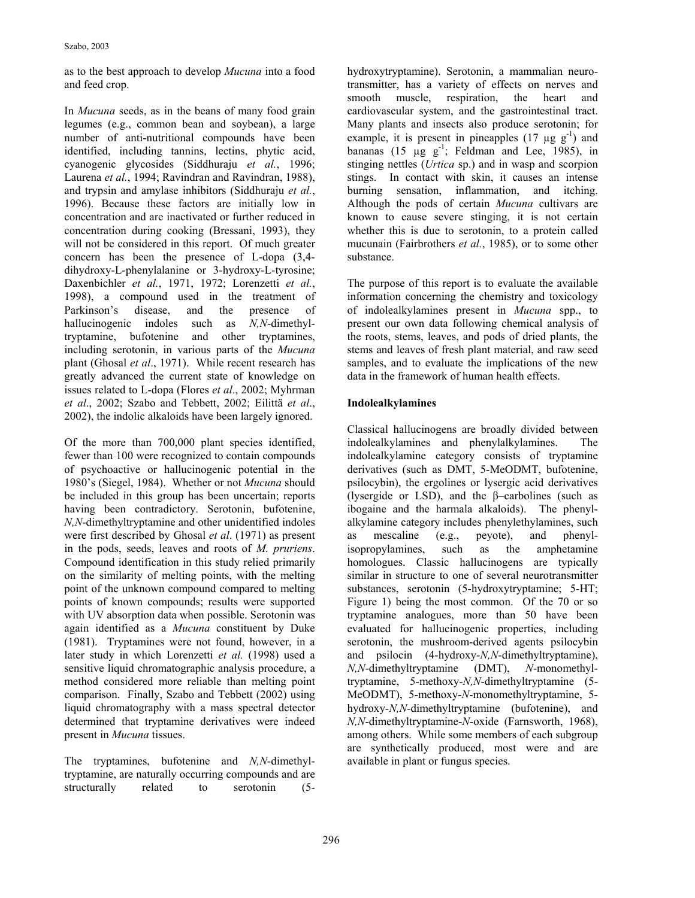as to the best approach to develop *Mucuna* into a food and feed crop.

In *Mucuna* seeds, as in the beans of many food grain legumes (e.g., common bean and soybean), a large number of anti-nutritional compounds have been identified, including tannins, lectins, phytic acid, cyanogenic glycosides (Siddhuraju *et al.*, 1996; Laurena *et al.*, 1994; Ravindran and Ravindran, 1988), and trypsin and amylase inhibitors (Siddhuraju *et al.*, 1996). Because these factors are initially low in concentration and are inactivated or further reduced in concentration during cooking (Bressani, 1993), they will not be considered in this report. Of much greater concern has been the presence of L-dopa (3,4-dihydroxy-L-phenylalanine or 3-hydroxy-L-tyrosine; Daxenbichler *et al.*, 1971, 1972; Lorenzetti *et al.*, 1998), a compound used in the treatment of Parkinson's disease, and the presence of hallucinogenic indoles such as *N,N*-dimethyltryptamine, bufotenine and other tryptamines, including serotonin, in various parts of the *Mucuna* plant (Ghosal *et al*., 1971). While recent research has greatly advanced the current state of knowledge on issues related to L-dopa (Flores *et al*., 2002; Myhrman *et al*., 2002; Szabo and Tebbett, 2002; Eilittä *et al*., 2002), the indolic alkaloids have been largely ignored.

Of the more than 700,000 plant species identified, fewer than 100 were recognized to contain compounds of psychoactive or hallucinogenic potential in the 1980's (Siegel, 1984). Whether or not *Mucuna* should be included in this group has been uncertain; reports having been contradictory. Serotonin, bufotenine, *N,N*-dimethyltryptamine and other unidentified indoles were first described by Ghosal *et al*. (1971) as present in the pods, seeds, leaves and roots of *M. pruriens*. Compound identification in this study relied primarily on the similarity of melting points, with the melting point of the unknown compound compared to melting points of known compounds; results were supported with UV absorption data when possible. Serotonin was again identified as a *Mucuna* constituent by Duke (1981). Tryptamines were not found, however, in a later study in which Lorenzetti *et al.* (1998) used a sensitive liquid chromatographic analysis procedure, a method considered more reliable than melting point comparison. Finally, Szabo and Tebbett (2002) using liquid chromatography with a mass spectral detector determined that tryptamine derivatives were indeed present in *Mucuna* tissues.

The tryptamines, bufotenine and *N,N*-dimethyltryptamine, are naturally occurring compounds and are structurally related to serotonin (5-hydroxytryptamine). Serotonin, a mammalian neurotransmitter, has a variety of effects on nerves and smooth muscle, respiration, the heart and cardiovascular system, and the gastrointestinal tract. Many plants and insects also produce serotonin; for example, it is present in pineapples (17 $\mu g\ g^{-1}$) and bananas (15 $\mu g\ g^{-1}$; Feldman and Lee, 1985), in stinging nettles (*Urtica* sp.) and in wasp and scorpion stings. In contact with skin, it causes an intense burning sensation, inflammation, and itching. Although the pods of certain *Mucuna* cultivars are known to cause severe stinging, it is not certain whether this is due to serotonin, to a protein called mucunain (Fairbrothers *et al.*, 1985), or to some other substance.

The purpose of this report is to evaluate the available information concerning the chemistry and toxicology of indolealkylamines present in *Mucuna* spp., to present our own data following chemical analysis of the roots, stems, leaves, and pods of dried plants, the stems and leaves of fresh plant material, and raw seed samples, and to evaluate the implications of the new data in the framework of human health effects.

## Indolealkylamines

Classical hallucinogens are broadly divided between indolealkylamines and phenylalkylamines. The indolealkylamine category consists of tryptamine derivatives (such as DMT, 5-MeODMT, bufotenine, psilocybin), the ergolines or lysergic acid derivatives (lysergide or LSD), and the β–carbolines (such as ibogaine and the harmala alkaloids). The phenylalkylamine category includes phenylethylamines, such as mescaline (e.g., peyote), and phenylisopropylamines, such as the amphetamine homologues. Classic hallucinogens are typically similar in structure to one of several neurotransmitter substances, serotonin (5-hydroxytryptamine; 5-HT; Figure 1) being the most common. Of the 70 or so tryptamine analogues, more than 50 have been evaluated for hallucinogenic properties, including serotonin, the mushroom-derived agents psilocybin and psilocin (4-hydroxy-*N,N*-dimethyltryptamine), *N,N*-dimethyltryptamine (DMT), *N*-monomethyltryptamine, 5-methoxy-*N,N*-dimethyltryptamine (5-MeODMT), 5-methoxy-*N*-monomethyltryptamine, 5-hydroxy-*N,N*-dimethyltryptamine (bufotenine), and *N,N*-dimethyltryptamine-*N*-oxide (Farnsworth, 1968), among others. While some members of each subgroup are synthetically produced, most were and are available in plant or fungus species.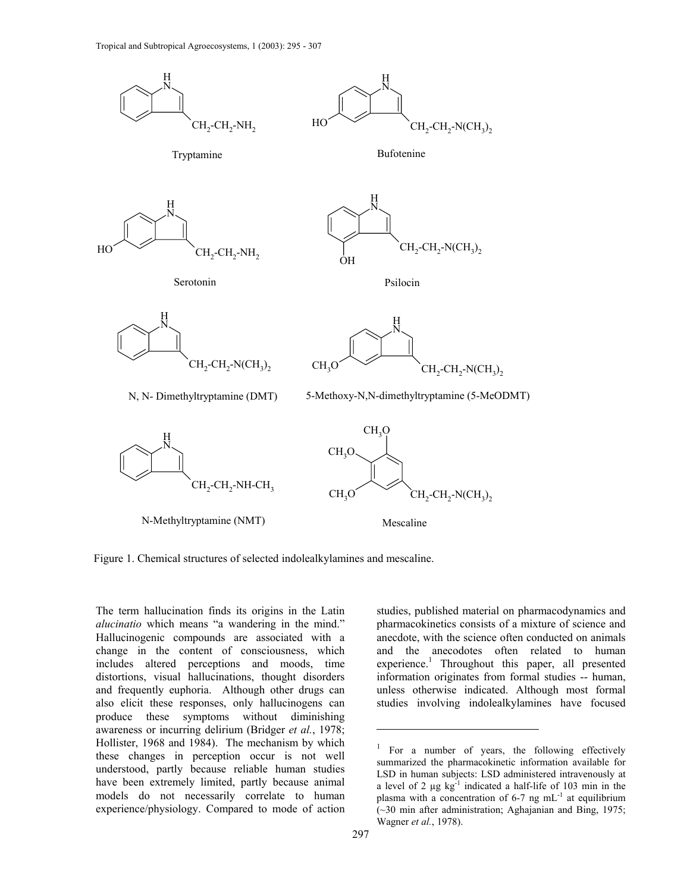Tryptamine

Bufotenine

Serotonin

Psilocin

N, N- Dimethyltryptamine (DMT)

5-Methoxy-N,N-dimethyltryptamine (5-MeODMT)

N-Methyltryptamine (NMT)

Mescaline

Figure 1. Chemical structures of selected indolealkylamines and mescaline.

The term hallucination finds its origins in the Latin *alucinatio* which means "a wandering in the mind." Hallucinogenic compounds are associated with a change in the content of consciousness, which includes altered perceptions and moods, time distortions, visual hallucinations, thought disorders and frequently euphoria. Although other drugs can also elicit these responses, only hallucinogens can produce these symptoms without diminishing awareness or incurring delirium (Bridger *et al.*, 1978; Hollister, 1968 and 1984). The mechanism by which these changes in perception occur is not well understood, partly because reliable human studies have been extremely limited, partly because animal models do not necessarily correlate to human experience/physiology. Compared to mode of action studies, published material on pharmacodynamics and pharmacokinetics consists of a mixture of science and anecdote, with the science often conducted on animals and the anecodotes often related to human experience.[1] Throughout this paper, all presented information originates from formal studies -- human, unless otherwise indicated. Although most formal studies involving indolealkylamines have focused

[1] For a number of years, the following effectively summarized the pharmacokinetic information available for LSD in human subjects: LSD administered intravenously at a level of 2 μg $kg^{-1}$ indicated a half-life of 103 min in the plasma with a concentration of 6-7 ng $mL^{-1}$ at equilibrium (~30 min after administration; Aghajanian and Bing, 1975; Wagner *et al.*, 1978).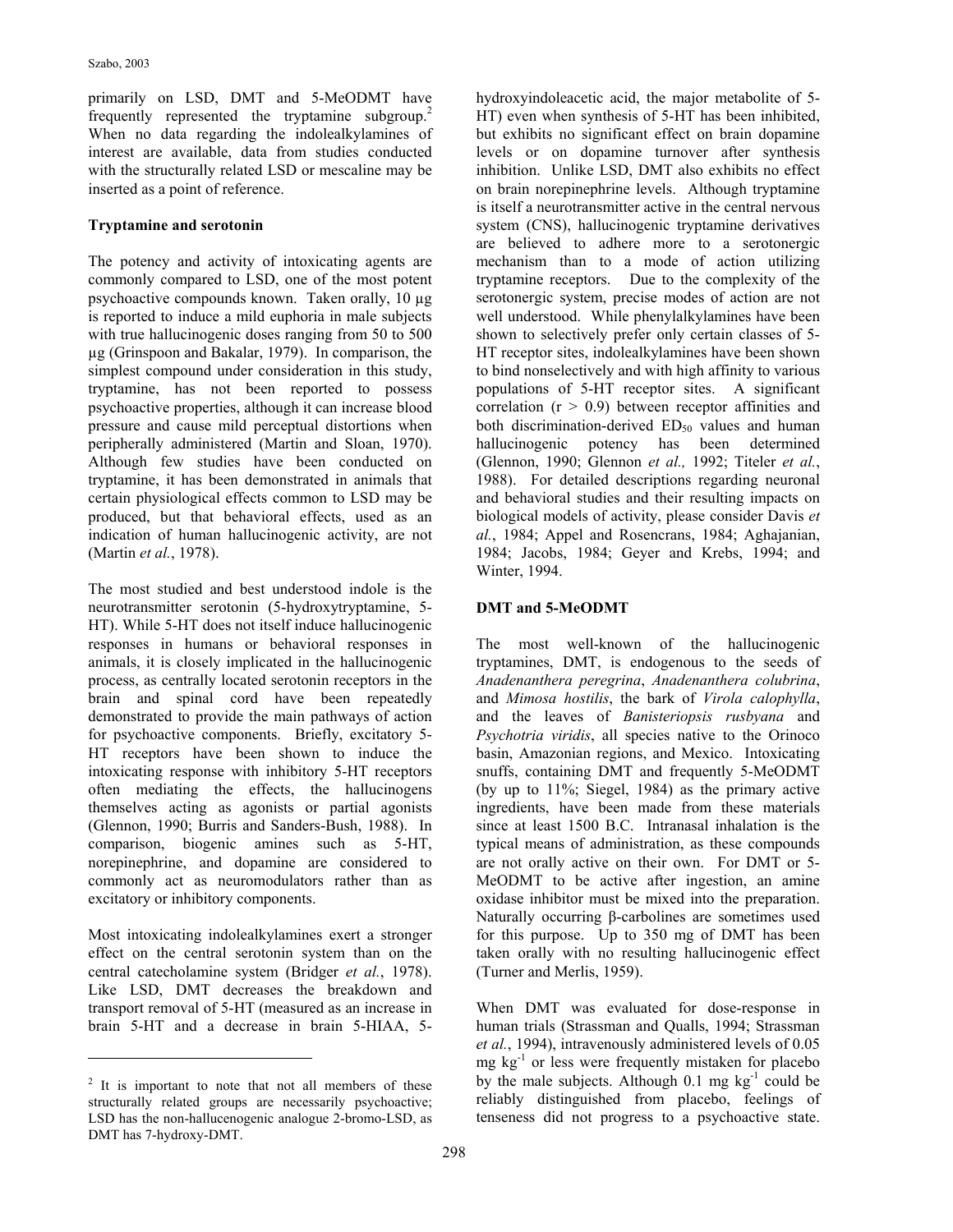primarily on LSD, DMT and 5-MeODMT have frequently represented the tryptamine subgroup.[2] When no data regarding the indolealkylamines of interest are available, data from studies conducted with the structurally related LSD or mescaline may be inserted as a point of reference.

**Tryptamine and serotonin**

The potency and activity of intoxicating agents are commonly compared to LSD, one of the most potent psychoactive compounds known. Taken orally, 10 µg is reported to induce a mild euphoria in male subjects with true hallucinogenic doses ranging from 50 to 500 µg (Grinspoon and Bakalar, 1979). In comparison, the simplest compound under consideration in this study, tryptamine, has not been reported to possess psychoactive properties, although it can increase blood pressure and cause mild perceptual distortions when peripherally administered (Martin and Sloan, 1970). Although few studies have been conducted on tryptamine, it has been demonstrated in animals that certain physiological effects common to LSD may be produced, but that behavioral effects, used as an indication of human hallucinogenic activity, are not (Martin *et al.*, 1978).

The most studied and best understood indole is the neurotransmitter serotonin (5-hydroxytryptamine, 5-HT). While 5-HT does not itself induce hallucinogenic responses in humans or behavioral responses in animals, it is closely implicated in the hallucinogenic process, as centrally located serotonin receptors in the brain and spinal cord have been repeatedly demonstrated to provide the main pathways of action for psychoactive components. Briefly, excitatory 5-HT receptors have been shown to induce the intoxicating response with inhibitory 5-HT receptors often mediating the effects, the hallucinogens themselves acting as agonists or partial agonists (Glennon, 1990; Burris and Sanders-Bush, 1988). In comparison, biogenic amines such as 5-HT, norepinephrine, and dopamine are considered to commonly act as neuromodulators rather than as excitatory or inhibitory components.

Most intoxicating indolealkylamines exert a stronger effect on the central serotonin system than on the central catecholamine system (Bridger *et al.*, 1978). Like LSD, DMT decreases the breakdown and transport removal of 5-HT (measured as an increase in brain 5-HT and a decrease in brain 5-HIAA, 5-hydroxyindoleacetic acid, the major metabolite of 5-HT) even when synthesis of 5-HT has been inhibited, but exhibits no significant effect on brain dopamine levels or on dopamine turnover after synthesis inhibition. Unlike LSD, DMT also exhibits no effect on brain norepinephrine levels. Although tryptamine is itself a neurotransmitter active in the central nervous system (CNS), hallucinogenic tryptamine derivatives are believed to adhere more to a serotonergic mechanism than to a mode of action utilizing tryptamine receptors. Due to the complexity of the serotonergic system, precise modes of action are not well understood. While phenylalkylamines have been shown to selectively prefer only certain classes of 5-HT receptor sites, indolealkylamines have been shown to bind nonselectively and with high affinity to various populations of 5-HT receptor sites. A significant correlation ($r > 0.9$) between receptor affinities and both discrimination-derived $ED_{50}$ values and human hallucinogenic potency has been determined (Glennon, 1990; Glennon *et al.,* 1992; Titeler *et al.*, 1988). For detailed descriptions regarding neuronal and behavioral studies and their resulting impacts on biological models of activity, please consider Davis *et al.*, 1984; Appel and Rosencrans, 1984; Aghajanian, 1984; Jacobs, 1984; Geyer and Krebs, 1994; and Winter, 1994.

**DMT and 5-MeODMT**

The most well-known of the hallucinogenic tryptamines, DMT, is endogenous to the seeds of *Anadenanthera peregrina*, *Anadenanthera colubrina*, and *Mimosa hostilis*, the bark of *Virola calophylla*, and the leaves of *Banisteriopsis rusbyana* and *Psychotria viridis*, all species native to the Orinoco basin, Amazonian regions, and Mexico. Intoxicating snuffs, containing DMT and frequently 5-MeODMT (by up to 11%; Siegel, 1984) as the primary active ingredients, have been made from these materials since at least 1500 B.C. Intranasal inhalation is the typical means of administration, as these compounds are not orally active on their own. For DMT or 5-MeODMT to be active after ingestion, an amine oxidase inhibitor must be mixed into the preparation. Naturally occurring β-carbolines are sometimes used for this purpose. Up to 350 mg of DMT has been taken orally with no resulting hallucinogenic effect (Turner and Merlis, 1959).

When DMT was evaluated for dose-response in human trials (Strassman and Qualls, 1994; Strassman *et al.*, 1994), intravenously administered levels of 0.05 mg $kg^{-1}$ or less were frequently mistaken for placebo by the male subjects. Although 0.1 mg $kg^{-1}$ could be reliably distinguished from placebo, feelings of tenseness did not progress to a psychoactive state.

---

[2] It is important to note that not all members of these structurally related groups are necessarily psychoactive; LSD has the non-hallucenogenic analogue 2-bromo-LSD, as DMT has 7-hydroxy-DMT.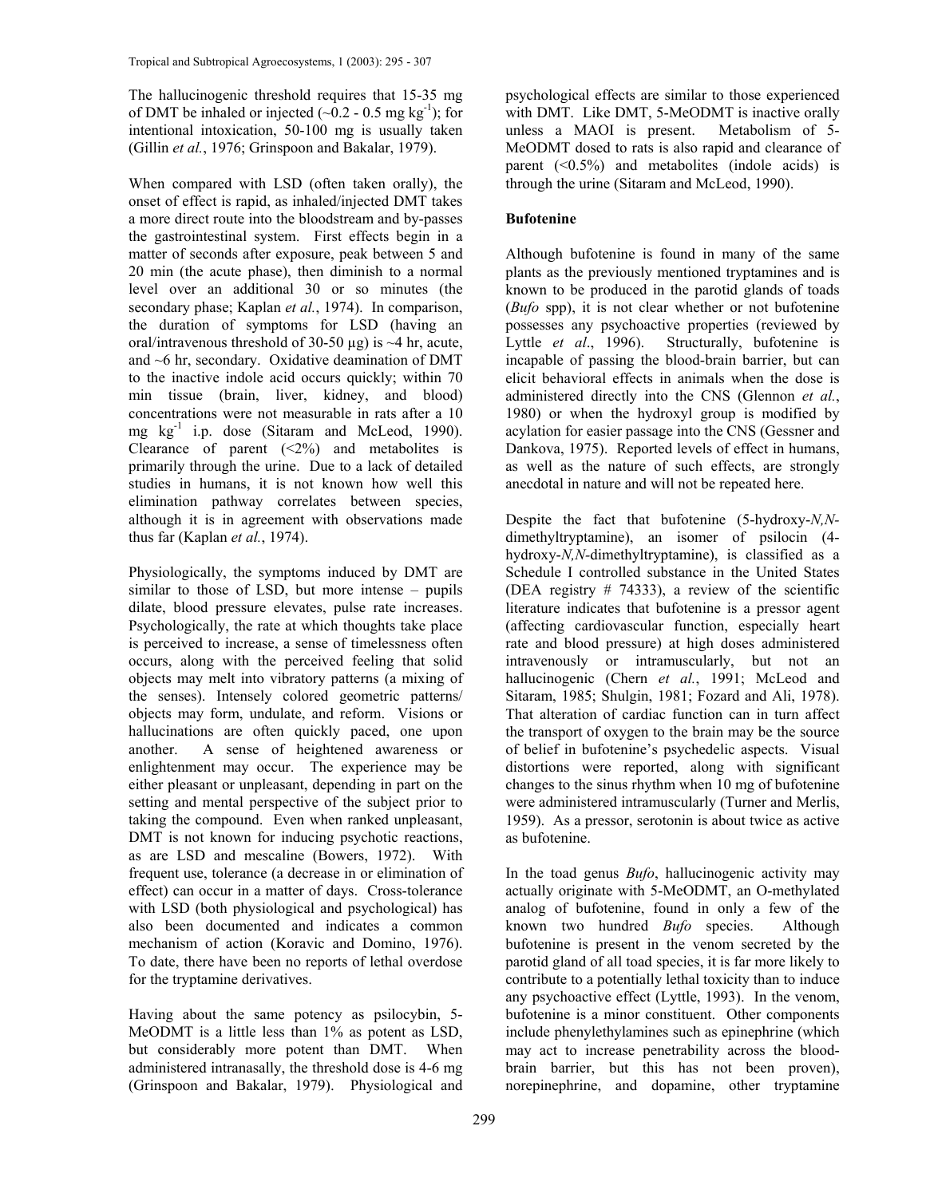The hallucinogenic threshold requires that 15-35 mg of DMT be inhaled or injected (~0.2 - 0.5 mg $kg^{-1}$); for intentional intoxication, 50-100 mg is usually taken (Gillin *et al.*, 1976; Grinspoon and Bakalar, 1979).

When compared with LSD (often taken orally), the onset of effect is rapid, as inhaled/injected DMT takes a more direct route into the bloodstream and by-passes the gastrointestinal system. First effects begin in a matter of seconds after exposure, peak between 5 and 20 min (the acute phase), then diminish to a normal level over an additional 30 or so minutes (the secondary phase; Kaplan *et al.*, 1974). In comparison, the duration of symptoms for LSD (having an oral/intravenous threshold of 30-50 µg) is ~4 hr, acute, and ~6 hr, secondary. Oxidative deamination of DMT to the inactive indole acid occurs quickly; within 70 min tissue (brain, liver, kidney, and blood) concentrations were not measurable in rats after a 10 mg $kg^{-1}$ i.p. dose (Sitaram and McLeod, 1990). Clearance of parent (<2%) and metabolites is primarily through the urine. Due to a lack of detailed studies in humans, it is not known how well this elimination pathway correlates between species, although it is in agreement with observations made thus far (Kaplan *et al.*, 1974).

Physiologically, the symptoms induced by DMT are similar to those of LSD, but more intense – pupils dilate, blood pressure elevates, pulse rate increases. Psychologically, the rate at which thoughts take place is perceived to increase, a sense of timelessness often occurs, along with the perceived feeling that solid objects may melt into vibratory patterns (a mixing of the senses). Intensely colored geometric patterns/ objects may form, undulate, and reform. Visions or hallucinations are often quickly paced, one upon another. A sense of heightened awareness or enlightenment may occur. The experience may be either pleasant or unpleasant, depending in part on the setting and mental perspective of the subject prior to taking the compound. Even when ranked unpleasant, DMT is not known for inducing psychotic reactions, as are LSD and mescaline (Bowers, 1972). With frequent use, tolerance (a decrease in or elimination of effect) can occur in a matter of days. Cross-tolerance with LSD (both physiological and psychological) has also been documented and indicates a common mechanism of action (Koravic and Domino, 1976). To date, there have been no reports of lethal overdose for the tryptamine derivatives.

Having about the same potency as psilocybin, 5-MeODMT is a little less than 1% as potent as LSD, but considerably more potent than DMT. When administered intranasally, the threshold dose is 4-6 mg (Grinspoon and Bakalar, 1979). Physiological and psychological effects are similar to those experienced with DMT. Like DMT, 5-MeODMT is inactive orally unless a MAOI is present. Metabolism of 5-MeODMT dosed to rats is also rapid and clearance of parent (<0.5%) and metabolites (indole acids) is through the urine (Sitaram and McLeod, 1990).

## Bufotenine

Although bufotenine is found in many of the same plants as the previously mentioned tryptamines and is known to be produced in the parotid glands of toads (*Bufo* spp), it is not clear whether or not bufotenine possesses any psychoactive properties (reviewed by Lyttle *et al*., 1996). Structurally, bufotenine is incapable of passing the blood-brain barrier, but can elicit behavioral effects in animals when the dose is administered directly into the CNS (Glennon *et al.*, 1980) or when the hydroxyl group is modified by acylation for easier passage into the CNS (Gessner and Dankova, 1975). Reported levels of effect in humans, as well as the nature of such effects, are strongly anecdotal in nature and will not be repeated here.

Despite the fact that bufotenine (5-hydroxy-*N,N*-dimethyltryptamine), an isomer of psilocin (4-hydroxy-*N,N*-dimethyltryptamine), is classified as a Schedule I controlled substance in the United States (DEA registry # 74333), a review of the scientific literature indicates that bufotenine is a pressor agent (affecting cardiovascular function, especially heart rate and blood pressure) at high doses administered intravenously or intramuscularly, but not an hallucinogenic (Chern *et al.*, 1991; McLeod and Sitaram, 1985; Shulgin, 1981; Fozard and Ali, 1978). That alteration of cardiac function can in turn affect the transport of oxygen to the brain may be the source of belief in bufotenine's psychedelic aspects. Visual distortions were reported, along with significant changes to the sinus rhythm when 10 mg of bufotenine were administered intramuscularly (Turner and Merlis, 1959). As a pressor, serotonin is about twice as active as bufotenine.

In the toad genus *Bufo*, hallucinogenic activity may actually originate with 5-MeODMT, an O-methylated analog of bufotenine, found in only a few of the known two hundred *Bufo* species. Although bufotenine is present in the venom secreted by the parotid gland of all toad species, it is far more likely to contribute to a potentially lethal toxicity than to induce any psychoactive effect (Lyttle, 1993). In the venom, bufotenine is a minor constituent. Other components include phenylethylamines such as epinephrine (which may act to increase penetrability across the blood-brain barrier, but this has not been proven), norepinephrine, and dopamine, other tryptamine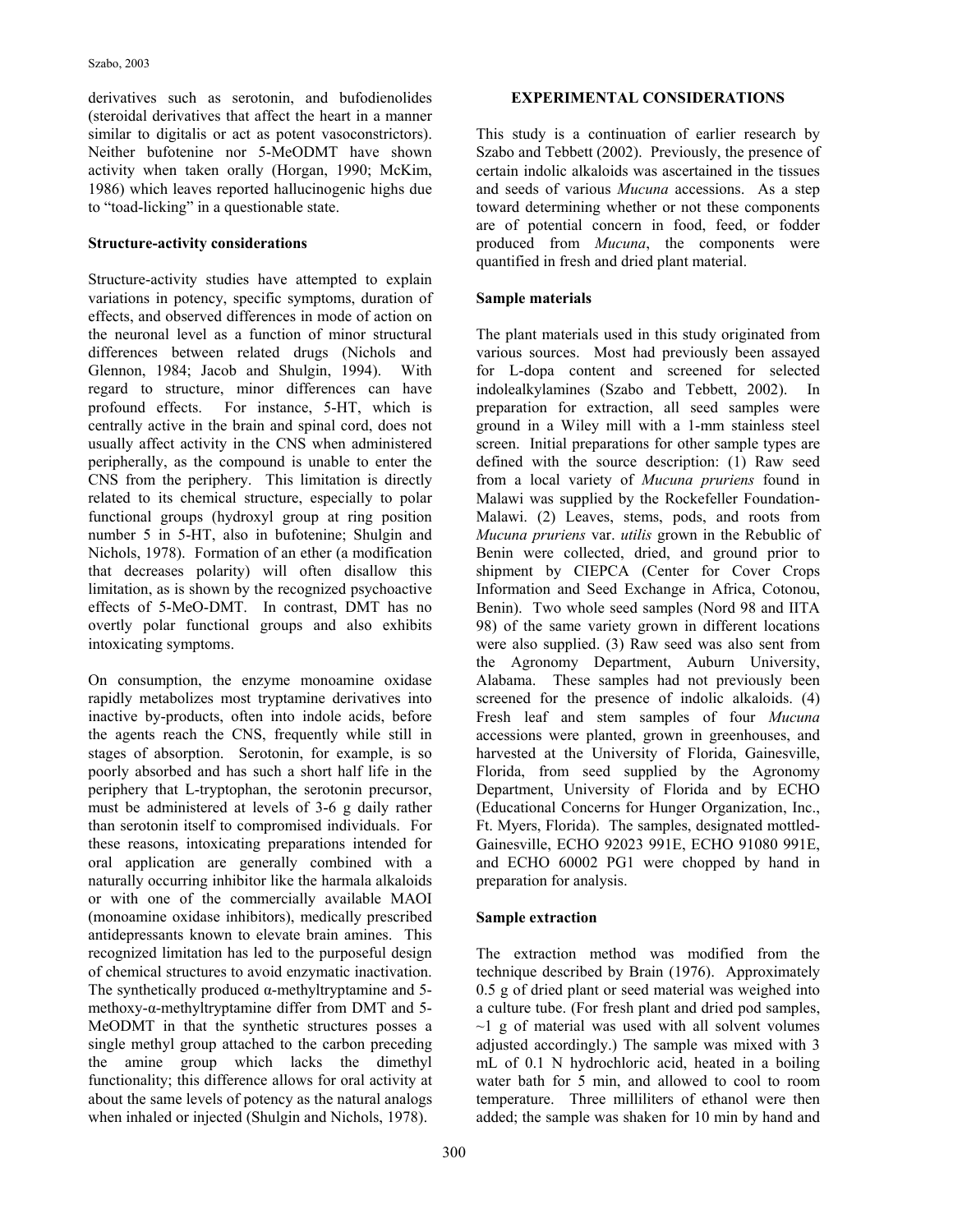derivatives such as serotonin, and bufodienolides (steroidal derivatives that affect the heart in a manner similar to digitalis or act as potent vasoconstrictors). Neither bufotenine nor 5-MeODMT have shown activity when taken orally (Horgan, 1990; McKim, 1986) which leaves reported hallucinogenic highs due to "toad-licking" in a questionable state.

**Structure-activity considerations**

Structure-activity studies have attempted to explain variations in potency, specific symptoms, duration of effects, and observed differences in mode of action on the neuronal level as a function of minor structural differences between related drugs (Nichols and Glennon, 1984; Jacob and Shulgin, 1994). With regard to structure, minor differences can have profound effects. For instance, 5-HT, which is centrally active in the brain and spinal cord, does not usually affect activity in the CNS when administered peripherally, as the compound is unable to enter the CNS from the periphery. This limitation is directly related to its chemical structure, especially to polar functional groups (hydroxyl group at ring position number 5 in 5-HT, also in bufotenine; Shulgin and Nichols, 1978). Formation of an ether (a modification that decreases polarity) will often disallow this limitation, as is shown by the recognized psychoactive effects of 5-MeO-DMT. In contrast, DMT has no overtly polar functional groups and also exhibits intoxicating symptoms.

On consumption, the enzyme monoamine oxidase rapidly metabolizes most tryptamine derivatives into inactive by-products, often into indole acids, before the agents reach the CNS, frequently while still in stages of absorption. Serotonin, for example, is so poorly absorbed and has such a short half life in the periphery that L-tryptophan, the serotonin precursor, must be administered at levels of 3-6 g daily rather than serotonin itself to compromised individuals. For these reasons, intoxicating preparations intended for oral application are generally combined with a naturally occurring inhibitor like the harmala alkaloids or with one of the commercially available MAOI (monoamine oxidase inhibitors), medically prescribed antidepressants known to elevate brain amines. This recognized limitation has led to the purposeful design of chemical structures to avoid enzymatic inactivation. The synthetically produced α-methyltryptamine and 5-methoxy-α-methyltryptamine differ from DMT and 5-MeODMT in that the synthetic structures posses a single methyl group attached to the carbon preceding the amine group which lacks the dimethyl functionality; this difference allows for oral activity at about the same levels of potency as the natural analogs when inhaled or injected (Shulgin and Nichols, 1978).

## EXPERIMENTAL CONSIDERATIONS

This study is a continuation of earlier research by Szabo and Tebbett (2002). Previously, the presence of certain indolic alkaloids was ascertained in the tissues and seeds of various *Mucuna* accessions. As a step toward determining whether or not these components are of potential concern in food, feed, or fodder produced from *Mucuna*, the components were quantified in fresh and dried plant material.

**Sample materials**

The plant materials used in this study originated from various sources. Most had previously been assayed for L-dopa content and screened for selected indolealkylamines (Szabo and Tebbett, 2002). In preparation for extraction, all seed samples were ground in a Wiley mill with a 1-mm stainless steel screen. Initial preparations for other sample types are defined with the source description: (1) Raw seed from a local variety of *Mucuna pruriens* found in Malawi was supplied by the Rockefeller Foundation-Malawi. (2) Leaves, stems, pods, and roots from *Mucuna pruriens* var. *utilis* grown in the Rebublic of Benin were collected, dried, and ground prior to shipment by CIEPCA (Center for Cover Crops Information and Seed Exchange in Africa, Cotonou, Benin). Two whole seed samples (Nord 98 and IITA 98) of the same variety grown in different locations were also supplied. (3) Raw seed was also sent from the Agronomy Department, Auburn University, Alabama. These samples had not previously been screened for the presence of indolic alkaloids. (4) Fresh leaf and stem samples of four *Mucuna* accessions were planted, grown in greenhouses, and harvested at the University of Florida, Gainesville, Florida, from seed supplied by the Agronomy Department, University of Florida and by ECHO (Educational Concerns for Hunger Organization, Inc., Ft. Myers, Florida). The samples, designated mottled-Gainesville, ECHO 92023 991E, ECHO 91080 991E, and ECHO 60002 PG1 were chopped by hand in preparation for analysis.

**Sample extraction**

The extraction method was modified from the technique described by Brain (1976). Approximately 0.5 g of dried plant or seed material was weighed into a culture tube. (For fresh plant and dried pod samples, ~1 g of material was used with all solvent volumes adjusted accordingly.) The sample was mixed with 3 mL of 0.1 N hydrochloric acid, heated in a boiling water bath for 5 min, and allowed to cool to room temperature. Three milliliters of ethanol were then added; the sample was shaken for 10 min by hand and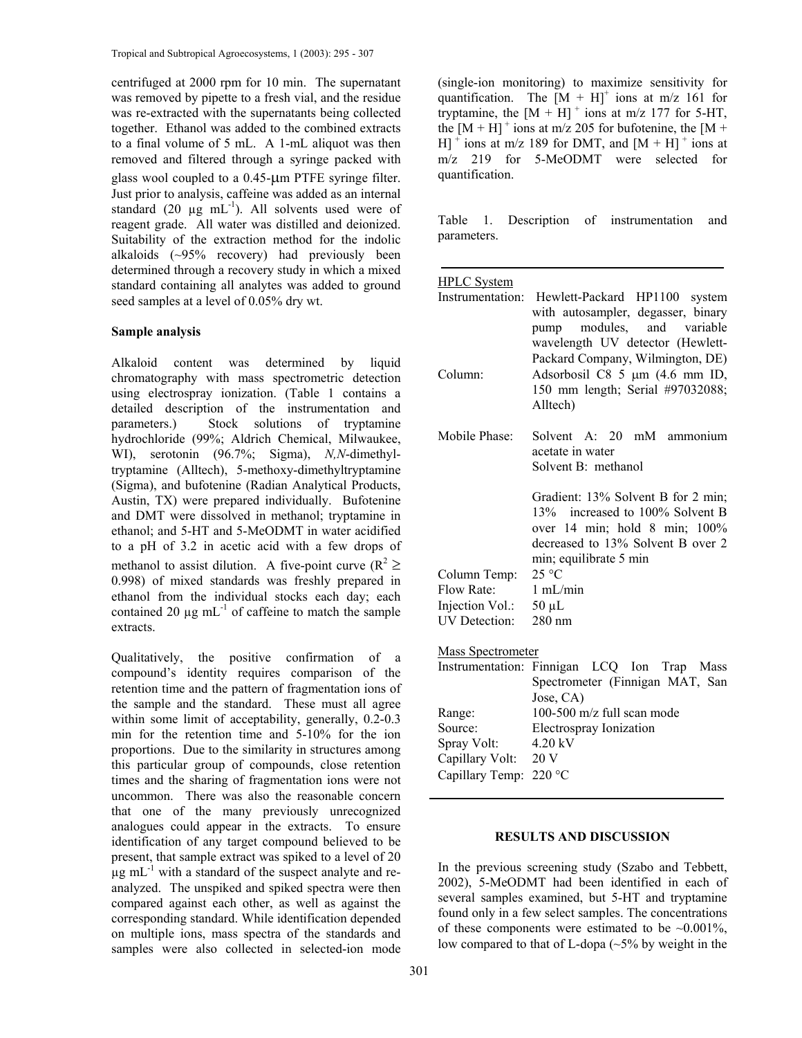centrifuged at 2000 rpm for 10 min. The supernatant was removed by pipette to a fresh vial, and the residue was re-extracted with the supernatants being collected together. Ethanol was added to the combined extracts to a final volume of 5 mL. A 1-mL aliquot was then removed and filtered through a syringe packed with glass wool coupled to a 0.45-μm PTFE syringe filter. Just prior to analysis, caffeine was added as an internal standard (20 μg $mL^{-1}$). All solvents used were of reagent grade. All water was distilled and deionized. Suitability of the extraction method for the indolic alkaloids (~95% recovery) had previously been determined through a recovery study in which a mixed standard containing all analytes was added to ground seed samples at a level of 0.05% dry wt.

**Sample analysis**

Alkaloid content was determined by liquid chromatography with mass spectrometric detection using electrospray ionization. (Table 1 contains a detailed description of the instrumentation and parameters.) Stock solutions of tryptamine hydrochloride (99%; Aldrich Chemical, Milwaukee, WI), serotonin (96.7%; Sigma), *N,N*-dimethyltryptamine (Alltech), 5-methoxy-dimethyltryptamine (Sigma), and bufotenine (Radian Analytical Products, Austin, TX) were prepared individually. Bufotenine and DMT were dissolved in methanol; tryptamine in ethanol; and 5-HT and 5-MeODMT in water acidified to a pH of 3.2 in acetic acid with a few drops of methanol to assist dilution. A five-point curve ($R^2 \geq 0.998$) of mixed standards was freshly prepared in ethanol from the individual stocks each day; each contained 20 μg $mL^{-1}$ of caffeine to match the sample extracts.

Qualitatively, the positive confirmation of a compound's identity requires comparison of the retention time and the pattern of fragmentation ions of the sample and the standard. These must all agree within some limit of acceptability, generally, 0.2-0.3 min for the retention time and 5-10% for the ion proportions. Due to the similarity in structures among this particular group of compounds, close retention times and the sharing of fragmentation ions were not uncommon. There was also the reasonable concern that one of the many previously unrecognized analogues could appear in the extracts. To ensure identification of any target compound believed to be present, that sample extract was spiked to a level of 20 μg $mL^{-1}$ with a standard of the suspect analyte and re-analyzed. The unspiked and spiked spectra were then compared against each other, as well as against the corresponding standard. While identification depended on multiple ions, mass spectra of the standards and samples were also collected in selected-ion mode (single-ion monitoring) to maximize sensitivity for quantification. The $[M + H]^+$ ions at m/z 161 for tryptamine, the $[M + H]^+$ ions at m/z 177 for 5-HT, the $[M + H]^+$ ions at m/z 205 for bufotenine, the $[M + H]^+$ ions at m/z 189 for DMT, and $[M + H]^+$ ions at m/z 219 for 5-MeODMT were selected for quantification.

Table 1. Description of instrumentation and parameters.

| | |
|---|---|
| **HPLC System** | |
| Instrumentation: | Hewlett-Packard HP1100 system with autosampler, degasser, binary pump modules, and variable wavelength UV detector (Hewlett-Packard Company, Wilmington, DE) |
| Column: | Adsorbosil C8 5 μm (4.6 mm ID, 150 mm length; Serial #97032088; Alltech) |
| Mobile Phase: | Solvent A: 20 mM ammonium acetate in water<br>Solvent B: methanol<br><br>Gradient: 13% Solvent B for 2 min; 13% increased to 100% Solvent B over 14 min; hold 8 min; 100% decreased to 13% Solvent B over 2 min; equilibrate 5 min |
| Column Temp: | 25 °C |
| Flow Rate: | 1 mL/min |
| Injection Vol.: | 50 μL |
| UV Detection: | 280 nm |
| **Mass Spectrometer** | |
| Instrumentation: | Finnigan LCQ Ion Trap Mass Spectrometer (Finnigan MAT, San Jose, CA) |
| Range: | 100-500 m/z full scan mode |
| Source: | Electrospray Ionization |
| Spray Volt: | 4.20 kV |
| Capillary Volt: | 20 V |
| Capillary Temp: | 220 °C |

## RESULTS AND DISCUSSION

In the previous screening study (Szabo and Tebbett, 2002), 5-MeODMT had been identified in each of several samples examined, but 5-HT and tryptamine found only in a few select samples. The concentrations of these components were estimated to be ~0.001%, low compared to that of L-dopa (~5% by weight in the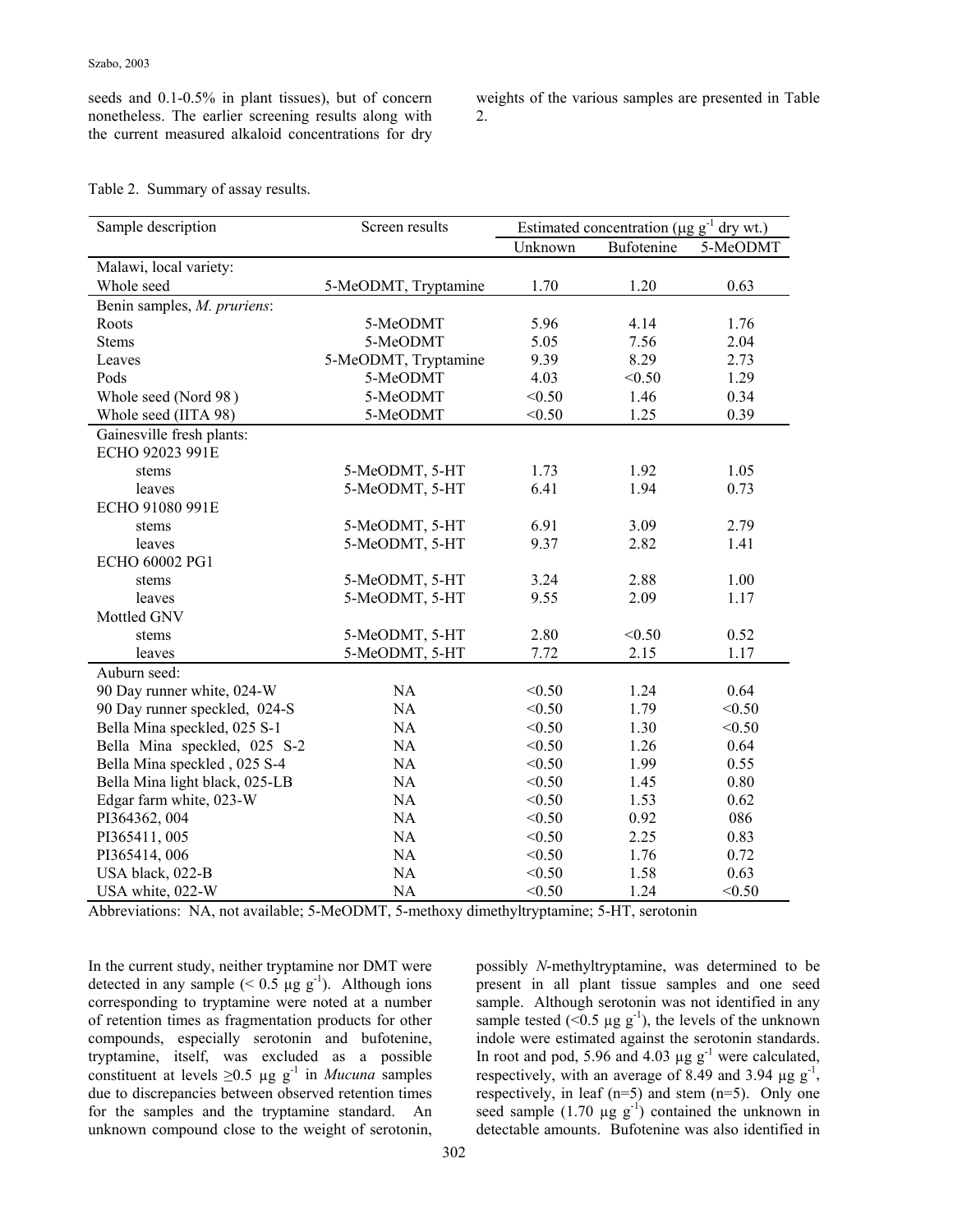seeds and 0.1-0.5% in plant tissues), but of concern nonetheless. The earlier screening results along with the current measured alkaloid concentrations for dry weights of the various samples are presented in Table 2.

Table 2. Summary of assay results.

| Sample description | Screen results | Estimated concentration (µg g$^{-1}$ dry wt.) | | |
|---|---|---|---|---|
| | | Unknown | Bufotenine | 5-MeODMT |
| Malawi, local variety: | | | | |
| Whole seed | 5-MeODMT, Tryptamine | 1.70 | 1.20 | 0.63 |
| Benin samples, *M. pruriens*: | | | | |
| Roots | 5-MeODMT | 5.96 | 4.14 | 1.76 |
| Stems | 5-MeODMT | 5.05 | 7.56 | 2.04 |
| Leaves | 5-MeODMT, Tryptamine | 9.39 | 8.29 | 2.73 |
| Pods | 5-MeODMT | 4.03 | <0.50 | 1.29 |
| Whole seed (Nord 98 ) | 5-MeODMT | <0.50 | 1.46 | 0.34 |
| Whole seed (IITA 98) | 5-MeODMT | <0.50 | 1.25 | 0.39 |
| Gainesville fresh plants: | | | | |
| ECHO 92023 991E | | | | |
| stems | 5-MeODMT, 5-HT | 1.73 | 1.92 | 1.05 |
| leaves | 5-MeODMT, 5-HT | 6.41 | 1.94 | 0.73 |
| ECHO 91080 991E | | | | |
| stems | 5-MeODMT, 5-HT | 6.91 | 3.09 | 2.79 |
| leaves | 5-MeODMT, 5-HT | 9.37 | 2.82 | 1.41 |
| ECHO 60002 PG1 | | | | |
| stems | 5-MeODMT, 5-HT | 3.24 | 2.88 | 1.00 |
| leaves | 5-MeODMT, 5-HT | 9.55 | 2.09 | 1.17 |
| Mottled GNV | | | | |
| stems | 5-MeODMT, 5-HT | 2.80 | <0.50 | 0.52 |
| leaves | 5-MeODMT, 5-HT | 7.72 | 2.15 | 1.17 |
| Auburn seed: | | | | |
| 90 Day runner white, 024-W | NA | <0.50 | 1.24 | 0.64 |
| 90 Day runner speckled, 024-S | NA | <0.50 | 1.79 | <0.50 |
| Bella Mina speckled, 025 S-1 | NA | <0.50 | 1.30 | <0.50 |
| Bella Mina speckled, 025 S-2 | NA | <0.50 | 1.26 | 0.64 |
| Bella Mina speckled , 025 S-4 | NA | <0.50 | 1.99 | 0.55 |
| Bella Mina light black, 025-LB | NA | <0.50 | 1.45 | 0.80 |
| Edgar farm white, 023-W | NA | <0.50 | 1.53 | 0.62 |
| PI364362, 004 | NA | <0.50 | 0.92 | 086 |
| PI365411, 005 | NA | <0.50 | 2.25 | 0.83 |
| PI365414, 006 | NA | <0.50 | 1.76 | 0.72 |
| USA black, 022-B | NA | <0.50 | 1.58 | 0.63 |
| USA white, 022-W | NA | <0.50 | 1.24 | <0.50 |

Abbreviations: NA, not available; 5-MeODMT, 5-methoxy dimethyltryptamine; 5-HT, serotonin

In the current study, neither tryptamine nor DMT were detected in any sample (< 0.5 µg g$^{-1}$). Although ions corresponding to tryptamine were noted at a number of retention times as fragmentation products for other compounds, especially serotonin and bufotenine, tryptamine, itself, was excluded as a possible constituent at levels ≥0.5 µg g$^{-1}$ in *Mucuna* samples due to discrepancies between observed retention times for the samples and the tryptamine standard. An unknown compound close to the weight of serotonin, possibly *N*-methyltryptamine, was determined to be present in all plant tissue samples and one seed sample. Although serotonin was not identified in any sample tested (<0.5 µg g$^{-1}$), the levels of the unknown indole were estimated against the serotonin standards. In root and pod, 5.96 and 4.03 µg g$^{-1}$ were calculated, respectively, with an average of 8.49 and 3.94 µg g$^{-1}$, respectively, in leaf (n=5) and stem (n=5). Only one seed sample (1.70 µg g$^{-1}$) contained the unknown in detectable amounts. Bufotenine was also identified in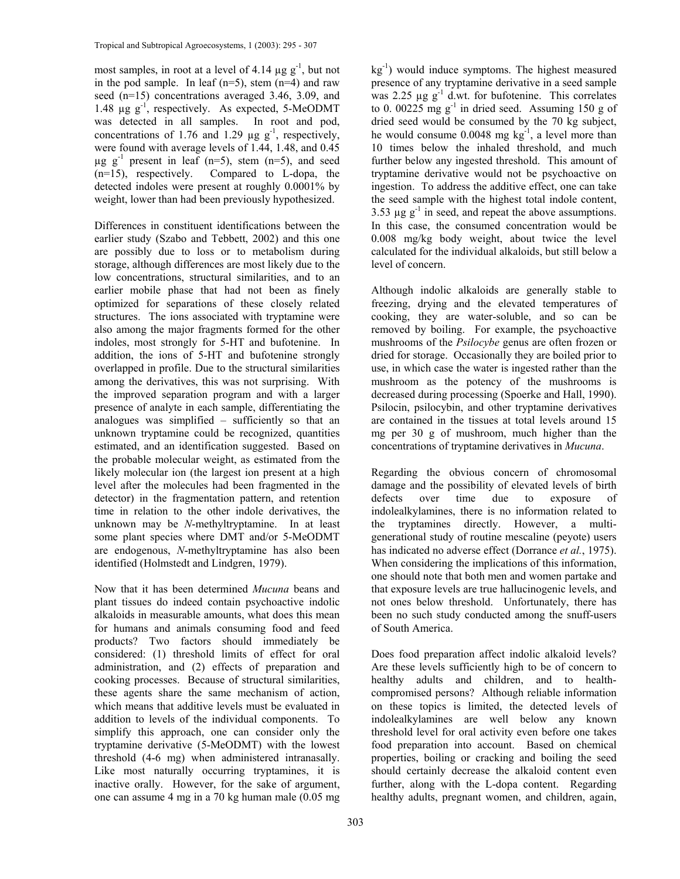most samples, in root at a level of 4.14 µg $g^{-1}$, but not in the pod sample. In leaf (n=5), stem (n=4) and raw seed (n=15) concentrations averaged 3.46, 3.09, and 1.48 µg $g^{-1}$, respectively. As expected, 5-MeODMT was detected in all samples. In root and pod, concentrations of 1.76 and 1.29 µg $g^{-1}$, respectively, were found with average levels of 1.44, 1.48, and 0.45 µg $g^{-1}$ present in leaf (n=5), stem (n=5), and seed (n=15), respectively. Compared to L-dopa, the detected indoles were present at roughly 0.0001% by weight, lower than had been previously hypothesized.

Differences in constituent identifications between the earlier study (Szabo and Tebbett, 2002) and this one are possibly due to loss or to metabolism during storage, although differences are most likely due to the low concentrations, structural similarities, and to an earlier mobile phase that had not been as finely optimized for separations of these closely related structures. The ions associated with tryptamine were also among the major fragments formed for the other indoles, most strongly for 5-HT and bufotenine. In addition, the ions of 5-HT and bufotenine strongly overlapped in profile. Due to the structural similarities among the derivatives, this was not surprising. With the improved separation program and with a larger presence of analyte in each sample, differentiating the analogues was simplified – sufficiently so that an unknown tryptamine could be recognized, quantities estimated, and an identification suggested. Based on the probable molecular weight, as estimated from the likely molecular ion (the largest ion present at a high level after the molecules had been fragmented in the detector) in the fragmentation pattern, and retention time in relation to the other indole derivatives, the unknown may be *N*-methyltryptamine. In at least some plant species where DMT and/or 5-MeODMT are endogenous, *N*-methyltryptamine has also been identified (Holmstedt and Lindgren, 1979).

Now that it has been determined *Mucuna* beans and plant tissues do indeed contain psychoactive indolic alkaloids in measurable amounts, what does this mean for humans and animals consuming food and feed products? Two factors should immediately be considered: (1) threshold limits of effect for oral administration, and (2) effects of preparation and cooking processes. Because of structural similarities, these agents share the same mechanism of action, which means that additive levels must be evaluated in addition to levels of the individual components. To simplify this approach, one can consider only the tryptamine derivative (5-MeODMT) with the lowest threshold (4-6 mg) when administered intranasally. Like most naturally occurring tryptamines, it is inactive orally. However, for the sake of argument, one can assume 4 mg in a 70 kg human male (0.05 mg $kg^{-1}$) would induce symptoms. The highest measured presence of any tryptamine derivative in a seed sample was 2.25 µg $g^{-1}$ d.wt. for bufotenine. This correlates to 0. 00225 mg $g^{-1}$ in dried seed. Assuming 150 g of dried seed would be consumed by the 70 kg subject, he would consume 0.0048 mg $kg^{-1}$, a level more than 10 times below the inhaled threshold, and much further below any ingested threshold. This amount of tryptamine derivative would not be psychoactive on ingestion. To address the additive effect, one can take the seed sample with the highest total indole content, 3.53 µg $g^{-1}$ in seed, and repeat the above assumptions. In this case, the consumed concentration would be 0.008 mg/kg body weight, about twice the level calculated for the individual alkaloids, but still below a level of concern.

Although indolic alkaloids are generally stable to freezing, drying and the elevated temperatures of cooking, they are water-soluble, and so can be removed by boiling. For example, the psychoactive mushrooms of the *Psilocybe* genus are often frozen or dried for storage. Occasionally they are boiled prior to use, in which case the water is ingested rather than the mushroom as the potency of the mushrooms is decreased during processing (Spoerke and Hall, 1990). Psilocin, psilocybin, and other tryptamine derivatives are contained in the tissues at total levels around 15 mg per 30 g of mushroom, much higher than the concentrations of tryptamine derivatives in *Mucuna*.

Regarding the obvious concern of chromosomal damage and the possibility of elevated levels of birth defects over time due to exposure of indolealkylamines, there is no information related to the tryptamines directly. However, a multi-generational study of routine mescaline (peyote) users has indicated no adverse effect (Dorrance *et al.*, 1975). When considering the implications of this information, one should note that both men and women partake and that exposure levels are true hallucinogenic levels, and not ones below threshold. Unfortunately, there has been no such study conducted among the snuff-users of South America.

Does food preparation affect indolic alkaloid levels? Are these levels sufficiently high to be of concern to healthy adults and children, and to health-compromised persons? Although reliable information on these topics is limited, the detected levels of indolealkylamines are well below any known threshold level for oral activity even before one takes food preparation into account. Based on chemical properties, boiling or cracking and boiling the seed should certainly decrease the alkaloid content even further, along with the L-dopa content. Regarding healthy adults, pregnant women, and children, again,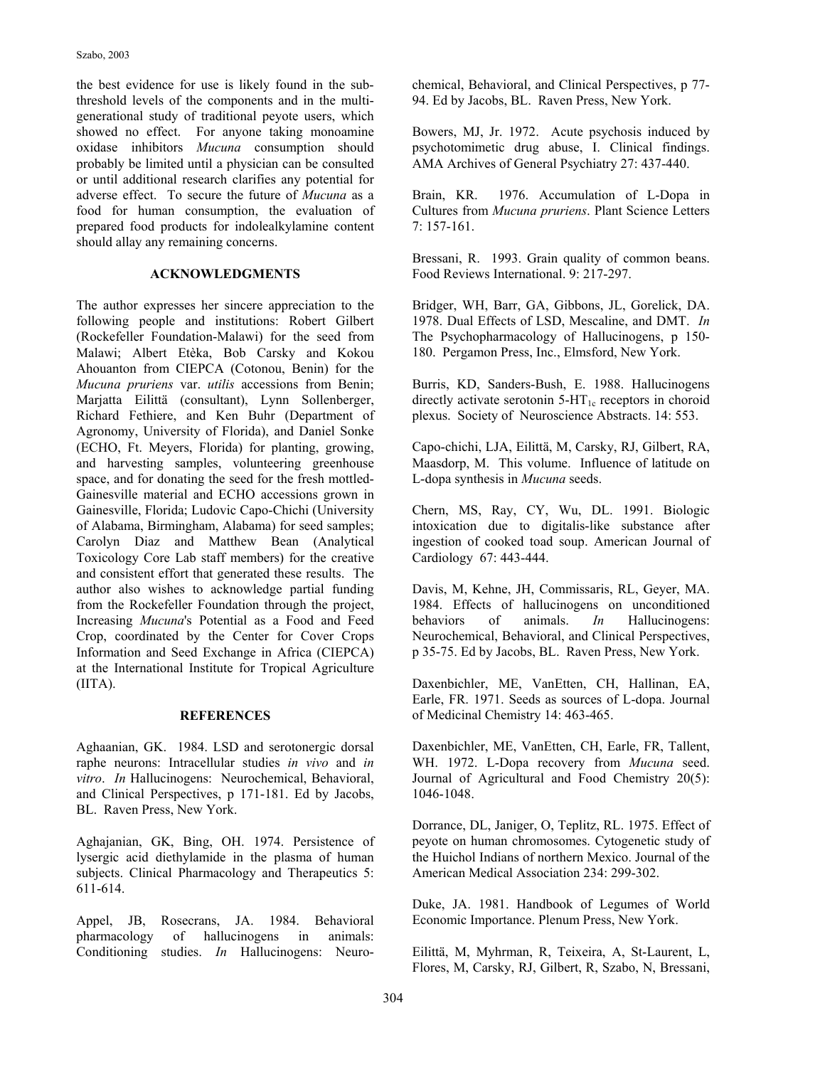the best evidence for use is likely found in the sub-threshold levels of the components and in the multi-generational study of traditional peyote users, which showed no effect. For anyone taking monoamine oxidase inhibitors *Mucuna* consumption should probably be limited until a physician can be consulted or until additional research clarifies any potential for adverse effect. To secure the future of *Mucuna* as a food for human consumption, the evaluation of prepared food products for indolealkylamine content should allay any remaining concerns.

## ACKNOWLEDGMENTS

The author expresses her sincere appreciation to the following people and institutions: Robert Gilbert (Rockefeller Foundation-Malawi) for the seed from Malawi; Albert Etèka, Bob Carsky and Kokou Ahouanton from CIEPCA (Cotonou, Benin) for the *Mucuna pruriens* var. *utilis* accessions from Benin; Marjatta Eilittä (consultant), Lynn Sollenberger, Richard Fethiere, and Ken Buhr (Department of Agronomy, University of Florida), and Daniel Sonke (ECHO, Ft. Meyers, Florida) for planting, growing, and harvesting samples, volunteering greenhouse space, and for donating the seed for the fresh mottled-Gainesville material and ECHO accessions grown in Gainesville, Florida; Ludovic Capo-Chichi (University of Alabama, Birmingham, Alabama) for seed samples; Carolyn Diaz and Matthew Bean (Analytical Toxicology Core Lab staff members) for the creative and consistent effort that generated these results. The author also wishes to acknowledge partial funding from the Rockefeller Foundation through the project, Increasing *Mucuna*'s Potential as a Food and Feed Crop, coordinated by the Center for Cover Crops Information and Seed Exchange in Africa (CIEPCA) at the International Institute for Tropical Agriculture (IITA).

## REFERENCES

Aghaanian, GK. 1984. LSD and serotonergic dorsal raphe neurons: Intracellular studies *in vivo* and *in vitro*. *In* Hallucinogens: Neurochemical, Behavioral, and Clinical Perspectives, p 171-181. Ed by Jacobs, BL. Raven Press, New York.

Aghajanian, GK, Bing, OH. 1974. Persistence of lysergic acid diethylamide in the plasma of human subjects. Clinical Pharmacology and Therapeutics 5: 611-614.

Appel, JB, Rosecrans, JA. 1984. Behavioral pharmacology of hallucinogens in animals: Conditioning studies. *In* Hallucinogens: Neurochemical, Behavioral, and Clinical Perspectives, p 77-94. Ed by Jacobs, BL. Raven Press, New York.

Bowers, MJ, Jr. 1972. Acute psychosis induced by psychotomimetic drug abuse, I. Clinical findings. AMA Archives of General Psychiatry 27: 437-440.

Brain, KR. 1976. Accumulation of L-Dopa in Cultures from *Mucuna pruriens*. Plant Science Letters 7: 157-161.

Bressani, R. 1993. Grain quality of common beans. Food Reviews International. 9: 217-297.

Bridger, WH, Barr, GA, Gibbons, JL, Gorelick, DA. 1978. Dual Effects of LSD, Mescaline, and DMT. *In* The Psychopharmacology of Hallucinogens, p 150-180. Pergamon Press, Inc., Elmsford, New York.

Burris, KD, Sanders-Bush, E. 1988. Hallucinogens directly activate serotonin $5\text{-HT}_{1c}$ receptors in choroid plexus. Society of Neuroscience Abstracts. 14: 553.

Capo-chichi, LJA, Eilittä, M, Carsky, RJ, Gilbert, RA, Maasdorp, M. This volume. Influence of latitude on L-dopa synthesis in *Mucuna* seeds.

Chern, MS, Ray, CY, Wu, DL. 1991. Biologic intoxication due to digitalis-like substance after ingestion of cooked toad soup. American Journal of Cardiology 67: 443-444.

Davis, M, Kehne, JH, Commissaris, RL, Geyer, MA. 1984. Effects of hallucinogens on unconditioned behaviors of animals. *In* Hallucinogens: Neurochemical, Behavioral, and Clinical Perspectives, p 35-75. Ed by Jacobs, BL. Raven Press, New York.

Daxenbichler, ME, VanEtten, CH, Hallinan, EA, Earle, FR. 1971. Seeds as sources of L-dopa. Journal of Medicinal Chemistry 14: 463-465.

Daxenbichler, ME, VanEtten, CH, Earle, FR, Tallent, WH. 1972. L-Dopa recovery from *Mucuna* seed. Journal of Agricultural and Food Chemistry 20(5): 1046-1048.

Dorrance, DL, Janiger, O, Teplitz, RL. 1975. Effect of peyote on human chromosomes. Cytogenetic study of the Huichol Indians of northern Mexico. Journal of the American Medical Association 234: 299-302.

Duke, JA. 1981. Handbook of Legumes of World Economic Importance. Plenum Press, New York.

Eilittä, M, Myhrman, R, Teixeira, A, St-Laurent, L, Flores, M, Carsky, RJ, Gilbert, R, Szabo, N, Bressani,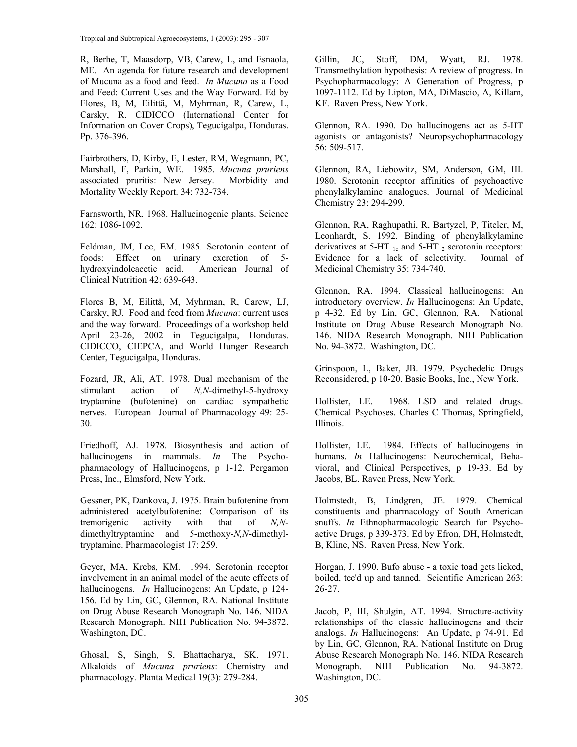R, Berhe, T, Maasdorp, VB, Carew, L, and Esnaola, ME. An agenda for future research and development of Mucuna as a food and feed. *In Mucuna* as a Food and Feed: Current Uses and the Way Forward. Ed by Flores, B, M, Eilittä, M, Myhrman, R, Carew, L, Carsky, R. CIDICCO (International Center for Information on Cover Crops), Tegucigalpa, Honduras. Pp. 376-396.

Fairbrothers, D, Kirby, E, Lester, RM, Wegmann, PC, Marshall, F, Parkin, WE. 1985. *Mucuna pruriens* associated pruritis: New Jersey. Morbidity and Mortality Weekly Report. 34: 732-734.

Farnsworth, NR. 1968. Hallucinogenic plants. Science 162: 1086-1092.

Feldman, JM, Lee, EM. 1985. Serotonin content of foods: Effect on urinary excretion of 5-hydroxyindoleacetic acid. American Journal of Clinical Nutrition 42: 639-643.

Flores B, M, Eilittä, M, Myhrman, R, Carew, LJ, Carsky, RJ. Food and feed from *Mucuna*: current uses and the way forward. Proceedings of a workshop held April 23-26, 2002 in Tegucigalpa, Honduras. CIDICCO, CIEPCA, and World Hunger Research Center, Tegucigalpa, Honduras.

Fozard, JR, Ali, AT. 1978. Dual mechanism of the stimulant action of *N,N*-dimethyl-5-hydroxy tryptamine (bufotenine) on cardiac sympathetic nerves. European Journal of Pharmacology 49: 25-30.

Friedhoff, AJ. 1978. Biosynthesis and action of hallucinogens in mammals. *In* The Psychopharmacology of Hallucinogens, p 1-12. Pergamon Press, Inc., Elmsford, New York.

Gessner, PK, Dankova, J. 1975. Brain bufotenine from administered acetylbufotenine: Comparison of its tremorigenic activity with that of *N,N*-dimethyltryptamine and 5-methoxy-*N,N*-dimethyltryptamine. Pharmacologist 17: 259.

Geyer, MA, Krebs, KM. 1994. Serotonin receptor involvement in an animal model of the acute effects of hallucinogens. *In* Hallucinogens: An Update, p 124-156. Ed by Lin, GC, Glennon, RA. National Institute on Drug Abuse Research Monograph No. 146. NIDA Research Monograph. NIH Publication No. 94-3872. Washington, DC.

Ghosal, S, Singh, S, Bhattacharya, SK. 1971. Alkaloids of *Mucuna pruriens*: Chemistry and pharmacology. Planta Medical 19(3): 279-284.

Gillin, JC, Stoff, DM, Wyatt, RJ. 1978. Transmethylation hypothesis: A review of progress. In Psychopharmacology: A Generation of Progress, p 1097-1112. Ed by Lipton, MA, DiMascio, A, Killam, KF. Raven Press, New York.

Glennon, RA. 1990. Do hallucinogens act as 5-HT agonists or antagonists? Neuropsychopharmacology 56: 509-517.

Glennon, RA, Liebowitz, SM, Anderson, GM, III. 1980. Serotonin receptor affinities of psychoactive phenylalkylamine analogues. Journal of Medicinal Chemistry 23: 294-299.

Glennon, RA, Raghupathi, R, Bartyzel, P, Titeler, M, Leonhardt, S. 1992. Binding of phenylalkylamine derivatives at 5-HT $_{1c}$ and 5-HT $_{2}$ serotonin receptors: Evidence for a lack of selectivity. Journal of Medicinal Chemistry 35: 734-740.

Glennon, RA. 1994. Classical hallucinogens: An introductory overview. *In* Hallucinogens: An Update, p 4-32. Ed by Lin, GC, Glennon, RA. National Institute on Drug Abuse Research Monograph No. 146. NIDA Research Monograph. NIH Publication No. 94-3872. Washington, DC.

Grinspoon, L, Baker, JB. 1979. Psychedelic Drugs Reconsidered, p 10-20. Basic Books, Inc., New York.

Hollister, LE. 1968. LSD and related drugs. Chemical Psychoses. Charles C Thomas, Springfield, Illinois.

Hollister, LE. 1984. Effects of hallucinogens in humans. *In* Hallucinogens: Neurochemical, Behavioral, and Clinical Perspectives, p 19-33. Ed by Jacobs, BL. Raven Press, New York.

Holmstedt, B, Lindgren, JE. 1979. Chemical constituents and pharmacology of South American snuffs. *In* Ethnopharmacologic Search for Psychoactive Drugs, p 339-373. Ed by Efron, DH, Holmstedt, B, Kline, NS. Raven Press, New York.

Horgan, J. 1990. Bufo abuse - a toxic toad gets licked, boiled, tee'd up and tanned. Scientific American 263: 26-27.

Jacob, P, III, Shulgin, AT. 1994. Structure-activity relationships of the classic hallucinogens and their analogs. *In* Hallucinogens: An Update, p 74-91. Ed by Lin, GC, Glennon, RA. National Institute on Drug Abuse Research Monograph No. 146. NIDA Research Monograph. NIH Publication No. 94-3872. Washington, DC.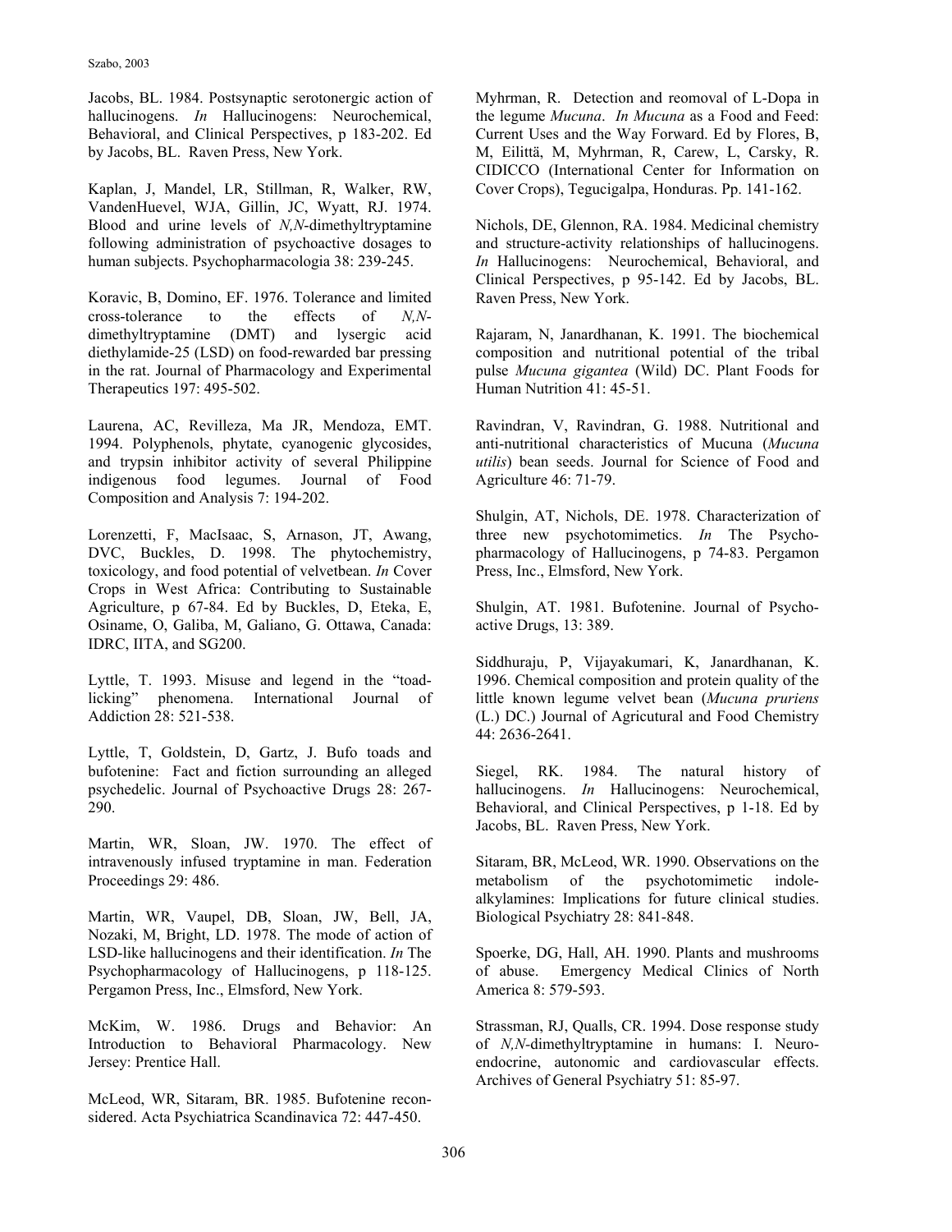Jacobs, BL. 1984. Postsynaptic serotonergic action of hallucinogens. *In* Hallucinogens: Neurochemical, Behavioral, and Clinical Perspectives, p 183-202. Ed by Jacobs, BL. Raven Press, New York.

Kaplan, J, Mandel, LR, Stillman, R, Walker, RW, VandenHuevel, WJA, Gillin, JC, Wyatt, RJ. 1974. Blood and urine levels of *N,N*-dimethyltryptamine following administration of psychoactive dosages to human subjects. Psychopharmacologia 38: 239-245.

Koravic, B, Domino, EF. 1976. Tolerance and limited cross-tolerance to the effects of *N,N*-dimethyltryptamine (DMT) and lysergic acid diethylamide-25 (LSD) on food-rewarded bar pressing in the rat. Journal of Pharmacology and Experimental Therapeutics 197: 495-502.

Laurena, AC, Revilleza, Ma JR, Mendoza, EMT. 1994. Polyphenols, phytate, cyanogenic glycosides, and trypsin inhibitor activity of several Philippine indigenous food legumes. Journal of Food Composition and Analysis 7: 194-202.

Lorenzetti, F, MacIsaac, S, Arnason, JT, Awang, DVC, Buckles, D. 1998. The phytochemistry, toxicology, and food potential of velvetbean. *In* Cover Crops in West Africa: Contributing to Sustainable Agriculture, p 67-84. Ed by Buckles, D, Eteka, E, Osiname, O, Galiba, M, Galiano, G. Ottawa, Canada: IDRC, IITA, and SG200.

Lyttle, T. 1993. Misuse and legend in the "toad-licking" phenomena. International Journal of Addiction 28: 521-538.

Lyttle, T, Goldstein, D, Gartz, J. Bufo toads and bufotenine: Fact and fiction surrounding an alleged psychedelic. Journal of Psychoactive Drugs 28: 267-290.

Martin, WR, Sloan, JW. 1970. The effect of intravenously infused tryptamine in man. Federation Proceedings 29: 486.

Martin, WR, Vaupel, DB, Sloan, JW, Bell, JA, Nozaki, M, Bright, LD. 1978. The mode of action of LSD-like hallucinogens and their identification. *In* The Psychopharmacology of Hallucinogens, p 118-125. Pergamon Press, Inc., Elmsford, New York.

McKim, W. 1986. Drugs and Behavior: An Introduction to Behavioral Pharmacology. New Jersey: Prentice Hall.

McLeod, WR, Sitaram, BR. 1985. Bufotenine reconsidered. Acta Psychiatrica Scandinavica 72: 447-450.

Myhrman, R. Detection and reomoval of L-Dopa in the legume *Mucuna*. *In Mucuna* as a Food and Feed: Current Uses and the Way Forward. Ed by Flores, B, M, Eilittä, M, Myhrman, R, Carew, L, Carsky, R. CIDICCO (International Center for Information on Cover Crops), Tegucigalpa, Honduras. Pp. 141-162.

Nichols, DE, Glennon, RA. 1984. Medicinal chemistry and structure-activity relationships of hallucinogens. *In* Hallucinogens: Neurochemical, Behavioral, and Clinical Perspectives, p 95-142. Ed by Jacobs, BL. Raven Press, New York.

Rajaram, N, Janardhanan, K. 1991. The biochemical composition and nutritional potential of the tribal pulse *Mucuna gigantea* (Wild) DC. Plant Foods for Human Nutrition 41: 45-51.

Ravindran, V, Ravindran, G. 1988. Nutritional and anti-nutritional characteristics of Mucuna (*Mucuna utilis*) bean seeds. Journal for Science of Food and Agriculture 46: 71-79.

Shulgin, AT, Nichols, DE. 1978. Characterization of three new psychotomimetics. *In* The Psychopharmacology of Hallucinogens, p 74-83. Pergamon Press, Inc., Elmsford, New York.

Shulgin, AT. 1981. Bufotenine. Journal of Psychoactive Drugs, 13: 389.

Siddhuraju, P, Vijayakumari, K, Janardhanan, K. 1996. Chemical composition and protein quality of the little known legume velvet bean (*Mucuna pruriens* (L.) DC.) Journal of Agricutural and Food Chemistry 44: 2636-2641.

Siegel, RK. 1984. The natural history of hallucinogens. *In* Hallucinogens: Neurochemical, Behavioral, and Clinical Perspectives, p 1-18. Ed by Jacobs, BL. Raven Press, New York.

Sitaram, BR, McLeod, WR. 1990. Observations on the metabolism of the psychotomimetic indolealkylamines: Implications for future clinical studies. Biological Psychiatry 28: 841-848.

Spoerke, DG, Hall, AH. 1990. Plants and mushrooms of abuse. Emergency Medical Clinics of North America 8: 579-593.

Strassman, RJ, Qualls, CR. 1994. Dose response study of *N,N*-dimethyltryptamine in humans: I. Neuroendocrine, autonomic and cardiovascular effects. Archives of General Psychiatry 51: 85-97.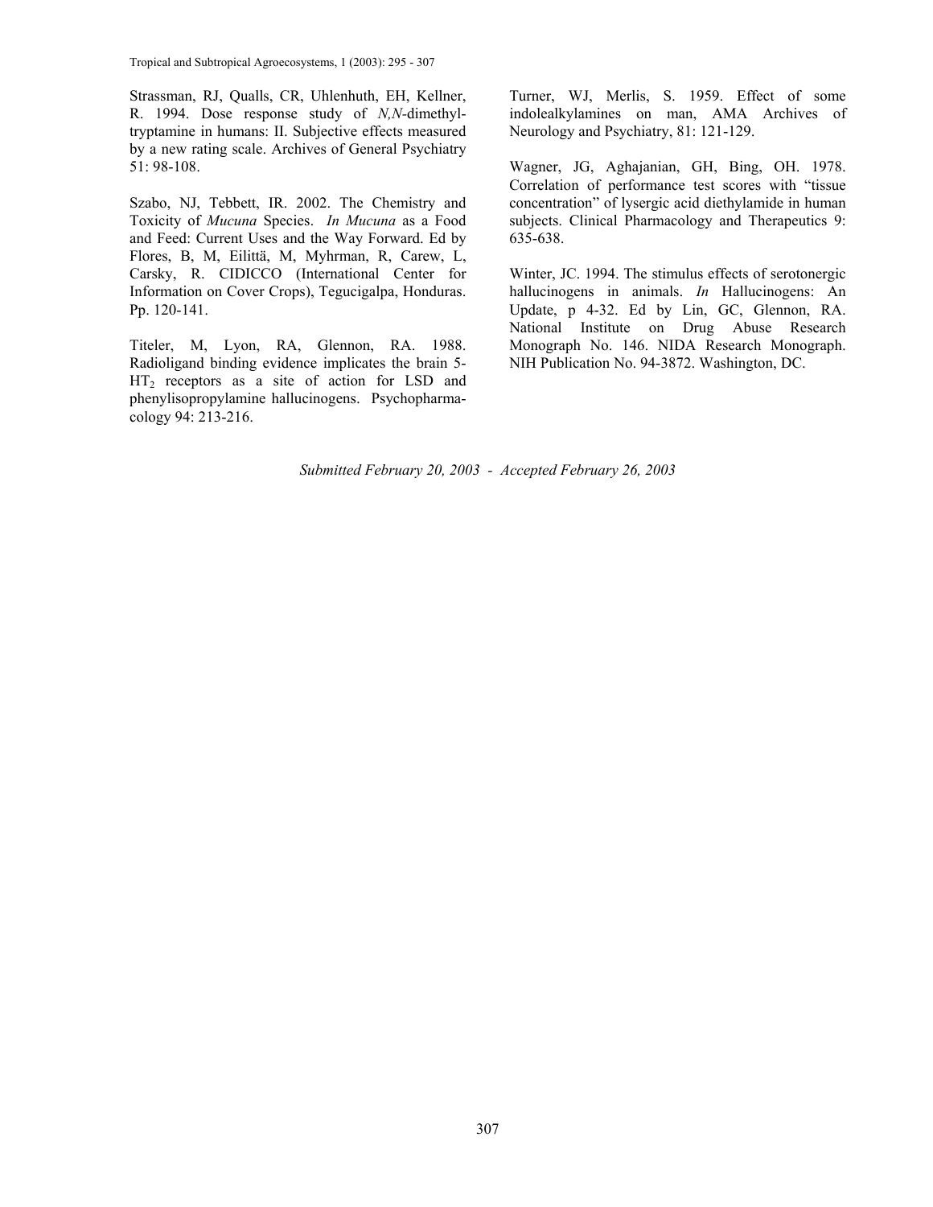Strassman, RJ, Qualls, CR, Uhlenhuth, EH, Kellner, R. 1994. Dose response study of *N,N*-dimethyl-tryptamine in humans: II. Subjective effects measured by a new rating scale. Archives of General Psychiatry 51: 98-108.

Szabo, NJ, Tebbett, IR. 2002. The Chemistry and Toxicity of *Mucuna* Species. *In Mucuna* as a Food and Feed: Current Uses and the Way Forward. Ed by Flores, B, M, Eilittä, M, Myhrman, R, Carew, L, Carsky, R. CIDICCO (International Center for Information on Cover Crops), Tegucigalpa, Honduras. Pp. 120-141.

Titeler, M, Lyon, RA, Glennon, RA. 1988. Radioligand binding evidence implicates the brain 5-$HT_2$ receptors as a site of action for LSD and phenylisopropylamine hallucinogens. Psychopharmacology 94: 213-216.

Turner, WJ, Merlis, S. 1959. Effect of some indolealkylamines on man, AMA Archives of Neurology and Psychiatry, 81: 121-129.

Wagner, JG, Aghajanian, GH, Bing, OH. 1978. Correlation of performance test scores with "tissue concentration" of lysergic acid diethylamide in human subjects. Clinical Pharmacology and Therapeutics 9: 635-638.

Winter, JC. 1994. The stimulus effects of serotonergic hallucinogens in animals. *In* Hallucinogens: An Update, p 4-32. Ed by Lin, GC, Glennon, RA. National Institute on Drug Abuse Research Monograph No. 146. NIDA Research Monograph. NIH Publication No. 94-3872. Washington, DC.

*Submitted February 20, 2003 - Accepted February 26, 2003*